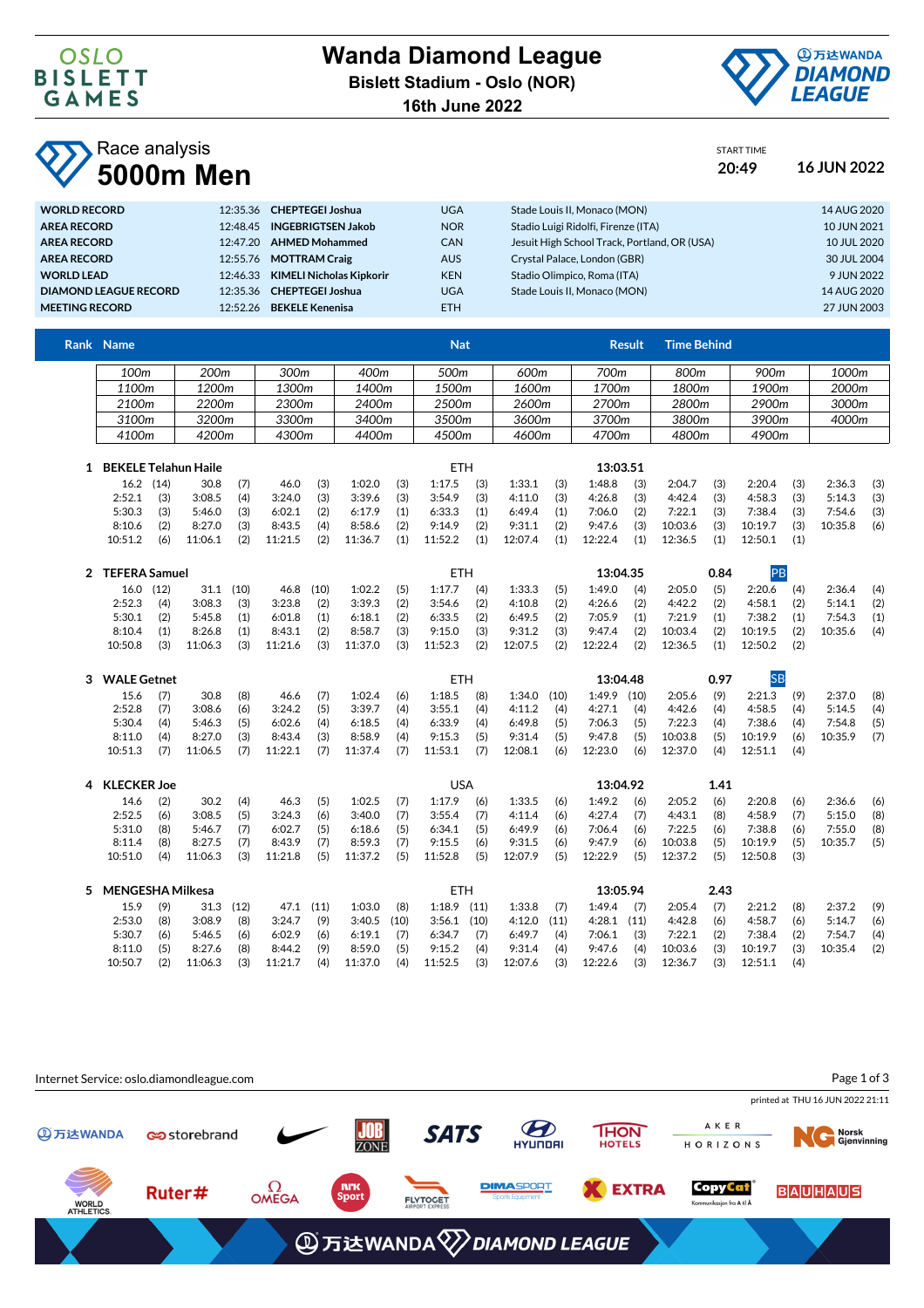# Wanda Diamond League

**Bislett Stadium - Oslo (NOR)**

**16th June 2022**

## Race analysis

# 5000m Men

START TIME **20:49** **16 JUN 2022**

| | | | | | |
|---|---|---|---|---|---|
| **WORLD RECORD** | 12:35.36 | **CHEPTEGEI Joshua** | UGA | Stade Louis II, Monaco (MON) | 14 AUG 2020 |
| **AREA RECORD** | 12:48.45 | **INGEBRIGTSEN Jakob** | NOR | Stadio Luigi Ridolfi, Firenze (ITA) | 10 JUN 2021 |
| **AREA RECORD** | 12:47.20 | **AHMED Mohammed** | CAN | Jesuit High School Track, Portland, OR (USA) | 10 JUL 2020 |
| **AREA RECORD** | 12:55.76 | **MOTTRAM Craig** | AUS | Crystal Palace, London (GBR) | 30 JUL 2004 |
| **WORLD LEAD** | 12:46.33 | **KIMELI Nicholas Kipkorir** | KEN | Stadio Olimpico, Roma (ITA) | 9 JUN 2022 |
| **DIAMOND LEAGUE RECORD** | 12:35.36 | **CHEPTEGEI Joshua** | UGA | Stade Louis II, Monaco (MON) | 14 AUG 2020 |
| **MEETING RECORD** | 12:52.26 | **BEKELE Kenenisa** | ETH | | 27 JUN 2003 |

**Rank | Name | Nat | Result | Time Behind**

| | | | | | | | | | |
|---|---|---|---|---|---|---|---|---|---|
| *100m* | *200m* | *300m* | *400m* | *500m* | *600m* | *700m* | *800m* | *900m* | *1000m* |
| *1100m* | *1200m* | *1300m* | *1400m* | *1500m* | *1600m* | *1700m* | *1800m* | *1900m* | *2000m* |
| *2100m* | *2200m* | *2300m* | *2400m* | *2500m* | *2600m* | *2700m* | *2800m* | *2900m* | *3000m* |
| *3100m* | *3200m* | *3300m* | *3400m* | *3500m* | *3600m* | *3700m* | *3800m* | *3900m* | *4000m* |
| *4100m* | *4200m* | *4300m* | *4400m* | *4500m* | *4600m* | *4700m* | *4800m* | *4900m* | |

### 1 BEKELE Telahun Haile — ETH — 13:03.51

| | | | | | | | | | |
|---|---|---|---|---|---|---|---|---|---|
| 16.2 (14) | 30.8 (7) | 46.0 (3) | 1:02.0 (3) | 1:17.5 (3) | 1:33.1 (3) | 1:48.8 (3) | 2:04.7 (3) | 2:20.4 (3) | 2:36.3 (3) |
| 2:52.1 (3) | 3:08.5 (4) | 3:24.0 (3) | 3:39.6 (3) | 3:54.9 (3) | 4:11.0 (3) | 4:26.8 (3) | 4:42.4 (3) | 4:58.3 (3) | 5:14.3 (3) |
| 5:30.3 (3) | 5:46.0 (3) | 6:02.1 (2) | 6:17.9 (1) | 6:33.3 (1) | 6:49.4 (1) | 7:06.0 (2) | 7:22.1 (3) | 7:38.4 (3) | 7:54.6 (3) |
| 8:10.6 (2) | 8:27.0 (3) | 8:43.5 (4) | 8:58.6 (2) | 9:14.9 (2) | 9:31.1 (2) | 9:47.6 (3) | 10:03.6 (3) | 10:19.7 (3) | 10:35.8 (6) |
| 10:51.2 (6) | 11:06.1 (2) | 11:21.5 (2) | 11:36.7 (1) | 11:52.2 (1) | 12:07.4 (1) | 12:22.4 (1) | 12:36.5 (1) | 12:50.1 (1) | |

### 2 TEFERA Samuel — ETH — 13:04.35 — 0.84 — PB

| | | | | | | | | | |
|---|---|---|---|---|---|---|---|---|---|
| 16.0 (12) | 31.1 (10) | 46.8 (10) | 1:02.2 (5) | 1:17.7 (4) | 1:33.3 (5) | 1:49.0 (4) | 2:05.0 (5) | 2:20.6 (4) | 2:36.4 (4) |
| 2:52.3 (4) | 3:08.3 (3) | 3:23.8 (2) | 3:39.3 (2) | 3:54.6 (2) | 4:10.8 (2) | 4:26.6 (2) | 4:42.2 (2) | 4:58.1 (2) | 5:14.1 (2) |
| 5:30.1 (2) | 5:45.8 (1) | 6:01.8 (1) | 6:18.1 (2) | 6:33.5 (2) | 6:49.5 (2) | 7:05.9 (1) | 7:21.9 (1) | 7:38.2 (1) | 7:54.3 (1) |
| 8:10.4 (1) | 8:26.8 (1) | 8:43.1 (2) | 8:58.7 (3) | 9:15.0 (3) | 9:31.2 (3) | 9:47.4 (2) | 10:03.4 (2) | 10:19.5 (2) | 10:35.6 (4) |
| 10:50.8 (3) | 11:06.3 (3) | 11:21.6 (3) | 11:37.0 (3) | 11:52.3 (2) | 12:07.5 (2) | 12:22.4 (2) | 12:36.5 (1) | 12:50.2 (2) | |

### 3 WALE Getnet — ETH — 13:04.48 — 0.97 — SB

| | | | | | | | | | |
|---|---|---|---|---|---|---|---|---|---|
| 15.6 (7) | 30.8 (8) | 46.6 (7) | 1:02.4 (6) | 1:18.5 (8) | 1:34.0 (10) | 1:49.9 (10) | 2:05.6 (9) | 2:21.3 (9) | 2:37.0 (8) |
| 2:52.8 (7) | 3:08.6 (6) | 3:24.2 (5) | 3:39.7 (4) | 3:55.1 (4) | 4:11.2 (4) | 4:27.1 (4) | 4:42.6 (4) | 4:58.5 (4) | 5:14.5 (4) |
| 5:30.4 (4) | 5:46.3 (5) | 6:02.6 (4) | 6:18.5 (4) | 6:33.9 (4) | 6:49.8 (5) | 7:06.3 (5) | 7:22.3 (4) | 7:38.6 (4) | 7:54.8 (5) |
| 8:11.0 (4) | 8:27.0 (3) | 8:43.4 (3) | 8:58.9 (4) | 9:15.3 (5) | 9:31.4 (5) | 9:47.8 (5) | 10:03.8 (5) | 10:19.9 (6) | 10:35.9 (7) |
| 10:51.3 (7) | 11:06.5 (7) | 11:22.1 (7) | 11:37.4 (7) | 11:53.1 (7) | 12:08.1 (6) | 12:23.0 (6) | 12:37.0 (4) | 12:51.1 (4) | |

### 4 KLECKER Joe — USA — 13:04.92 — 1.41

| | | | | | | | | | |
|---|---|---|---|---|---|---|---|---|---|
| 14.6 (2) | 30.2 (4) | 46.3 (5) | 1:02.5 (7) | 1:17.9 (6) | 1:33.5 (6) | 1:49.2 (6) | 2:05.2 (6) | 2:20.8 (6) | 2:36.6 (6) |
| 2:52.5 (6) | 3:08.5 (5) | 3:24.3 (6) | 3:40.0 (7) | 3:55.4 (7) | 4:11.4 (6) | 4:27.4 (7) | 4:43.1 (8) | 4:58.9 (7) | 5:15.0 (8) |
| 5:31.0 (8) | 5:46.7 (7) | 6:02.7 (5) | 6:18.6 (5) | 6:34.1 (5) | 6:49.9 (6) | 7:06.4 (6) | 7:22.5 (6) | 7:38.8 (6) | 7:55.0 (8) |
| 8:11.4 (8) | 8:27.5 (7) | 8:43.9 (7) | 8:59.3 (7) | 9:15.5 (6) | 9:31.5 (6) | 9:47.9 (6) | 10:03.8 (5) | 10:19.9 (5) | 10:35.7 (5) |
| 10:51.0 (4) | 11:06.3 (3) | 11:21.8 (5) | 11:37.2 (5) | 11:52.8 (5) | 12:07.9 (5) | 12:22.9 (5) | 12:37.2 (5) | 12:50.8 (3) | |

### 5 MENGESHA Milkesa — ETH — 13:05.94 — 2.43

| | | | | | | | | | |
|---|---|---|---|---|---|---|---|---|---|
| 15.9 (9) | 31.3 (12) | 47.1 (11) | 1:03.0 (8) | 1:18.9 (11) | 1:33.8 (7) | 1:49.4 (7) | 2:05.4 (7) | 2:21.2 (8) | 2:37.2 (9) |
| 2:53.0 (8) | 3:08.9 (8) | 3:24.7 (9) | 3:40.5 (10) | 3:56.1 (10) | 4:12.0 (11) | 4:28.1 (11) | 4:42.8 (6) | 4:58.7 (6) | 5:14.7 (6) |
| 5:30.7 (6) | 5:46.5 (6) | 6:02.9 (6) | 6:19.1 (7) | 6:34.7 (7) | 6:49.7 (4) | 7:06.1 (3) | 7:22.1 (2) | 7:38.4 (2) | 7:54.7 (4) |
| 8:11.0 (5) | 8:27.6 (8) | 8:44.2 (9) | 8:59.0 (5) | 9:15.2 (4) | 9:31.4 (4) | 9:47.6 (4) | 10:03.6 (3) | 10:19.7 (3) | 10:35.4 (2) |
| 10:50.7 (2) | 11:06.3 (3) | 11:21.7 (4) | 11:37.0 (4) | 11:52.5 (3) | 12:07.6 (3) | 12:22.6 (3) | 12:36.7 (3) | 12:51.1 (4) | |

Internet Service: oslo.diamondleague.com

printed at THU 16 JUN 2022 21:11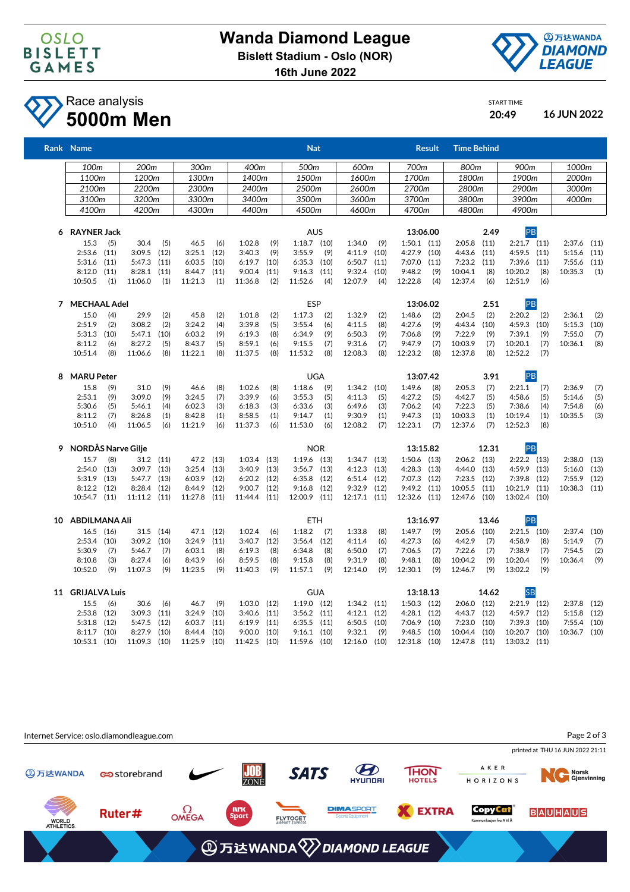# Wanda Diamond League

**Bislett Stadium - Oslo (NOR)**

**16th June 2022**

## Race analysis

## 5000m Men

START TIME **20:49** **16 JUN 2022**

| Rank | Name | Nat | Result | Time Behind | |
|---|---|---|---|---|---|

| 100m | 200m | 300m | 400m | 500m | 600m | 700m | 800m | 900m | 1000m |
|---|---|---|---|---|---|---|---|---|---|
| 1100m | 1200m | 1300m | 1400m | 1500m | 1600m | 1700m | 1800m | 1900m | 2000m |
| 2100m | 2200m | 2300m | 2400m | 2500m | 2600m | 2700m | 2800m | 2900m | 3000m |
| 3100m | 3200m | 3300m | 3400m | 3500m | 3600m | 3700m | 3800m | 3900m | 4000m |
| 4100m | 4200m | 4300m | 4400m | 4500m | 4600m | 4700m | 4800m | 4900m | |

**6 RAYNER Jack** — AUS — 13:06.00 — 2.49 — PB

| | | | | | | | | | |
|---|---|---|---|---|---|---|---|---|---|
| 15.3 (5) | 30.4 (5) | 46.5 (6) | 1:02.8 (9) | 1:18.7 (10) | 1:34.0 (9) | 1:50.1 (11) | 2:05.8 (11) | 2:21.7 (11) | 2:37.6 (11) |
| 2:53.6 (11) | 3:09.5 (12) | 3:25.1 (12) | 3:40.3 (9) | 3:55.9 (9) | 4:11.9 (10) | 4:27.9 (10) | 4:43.6 (11) | 4:59.5 (11) | 5:15.6 (11) |
| 5:31.6 (11) | 5:47.3 (11) | 6:03.5 (10) | 6:19.7 (10) | 6:35.3 (10) | 6:50.7 (11) | 7:07.0 (11) | 7:23.2 (11) | 7:39.6 (11) | 7:55.6 (11) |
| 8:12.0 (11) | 8:28.1 (11) | 8:44.7 (11) | 9:00.4 (11) | 9:16.3 (11) | 9:32.4 (10) | 9:48.2 (9) | 10:04.1 (8) | 10:20.2 (8) | 10:35.3 (1) |
| 10:50.5 (1) | 11:06.0 (1) | 11:21.3 (1) | 11:36.8 (2) | 11:52.6 (4) | 12:07.9 (4) | 12:22.8 (4) | 12:37.4 (6) | 12:51.9 (6) | |

**7 MECHAAL Adel** — ESP — 13:06.02 — 2.51 — PB

| | | | | | | | | | |
|---|---|---|---|---|---|---|---|---|---|
| 15.0 (4) | 29.9 (2) | 45.8 (2) | 1:01.8 (2) | 1:17.3 (2) | 1:32.9 (2) | 1:48.6 (2) | 2:04.5 (2) | 2:20.2 (2) | 2:36.1 (2) |
| 2:51.9 (2) | 3:08.2 (2) | 3:24.2 (4) | 3:39.8 (5) | 3:55.4 (6) | 4:11.5 (8) | 4:27.6 (9) | 4:43.4 (10) | 4:59.3 (10) | 5:15.3 (10) |
| 5:31.3 (10) | 5:47.1 (10) | 6:03.2 (9) | 6:19.3 (8) | 6:34.9 (9) | 6:50.3 (9) | 7:06.8 (9) | 7:22.9 (9) | 7:39.1 (9) | 7:55.0 (7) |
| 8:11.2 (6) | 8:27.2 (5) | 8:43.7 (5) | 8:59.1 (6) | 9:15.5 (7) | 9:31.6 (7) | 9:47.9 (7) | 10:03.9 (7) | 10:20.1 (7) | 10:36.1 (8) |
| 10:51.4 (8) | 11:06.6 (8) | 11:22.1 (8) | 11:37.5 (8) | 11:53.2 (8) | 12:08.3 (8) | 12:23.2 (8) | 12:37.8 (8) | 12:52.2 (7) | |

**8 MARU Peter** — UGA — 13:07.42 — 3.91 — PB

| | | | | | | | | | |
|---|---|---|---|---|---|---|---|---|---|
| 15.8 (9) | 31.0 (9) | 46.6 (8) | 1:02.6 (8) | 1:18.6 (9) | 1:34.2 (10) | 1:49.6 (8) | 2:05.3 (9) | 2:21.1 (7) | 2:36.9 (7) |
| 2:53.1 (9) | 3:09.0 (9) | 3:24.5 (7) | 3:39.9 (6) | 3:55.3 (5) | 4:11.3 (5) | 4:27.2 (5) | 4:42.7 (5) | 4:58.6 (5) | 5:14.6 (5) |
| 5:30.6 (5) | 5:46.1 (4) | 6:02.3 (3) | 6:18.3 (3) | 6:33.6 (3) | 6:49.6 (3) | 7:06.2 (4) | 7:22.3 (5) | 7:38.6 (4) | 7:54.8 (6) |
| 8:11.2 (7) | 8:26.8 (1) | 8:42.8 (1) | 8:58.5 (1) | 9:14.7 (1) | 9:30.9 (1) | 9:47.3 (1) | 10:03.3 (1) | 10:19.4 (1) | 10:35.5 (3) |
| 10:51.0 (4) | 11:06.5 (6) | 11:21.9 (6) | 11:37.3 (6) | 11:53.0 (6) | 12:08.2 (7) | 12:23.1 (7) | 12:37.6 (7) | 12:52.3 (8) | |

**9 NORDÅS Narve Gilje** — NOR — 13:15.82 — 12.31 — PB

| | | | | | | | | | |
|---|---|---|---|---|---|---|---|---|---|
| 15.7 (8) | 31.2 (11) | 47.2 (13) | 1:03.4 (13) | 1:19.6 (13) | 1:34.7 (13) | 1:50.6 (13) | 2:06.2 (13) | 2:22.2 (13) | 2:38.0 (13) |
| 2:54.0 (13) | 3:09.7 (13) | 3:25.4 (13) | 3:40.9 (13) | 3:56.7 (13) | 4:12.3 (13) | 4:28.3 (13) | 4:44.0 (13) | 4:59.9 (13) | 5:16.0 (13) |
| 5:31.9 (13) | 5:47.7 (13) | 6:03.9 (12) | 6:20.2 (12) | 6:35.8 (12) | 6:51.4 (12) | 7:07.3 (12) | 7:23.5 (12) | 7:39.8 (12) | 7:55.9 (12) |
| 8:12.2 (12) | 8:28.4 (12) | 8:44.9 (12) | 9:00.7 (12) | 9:16.8 (12) | 9:32.9 (12) | 9:49.2 (11) | 10:05.5 (11) | 10:21.9 (11) | 10:38.3 (11) |
| 10:54.7 (11) | 11:11.2 (11) | 11:27.8 (11) | 11:44.4 (11) | 12:00.9 (11) | 12:17.1 (11) | 12:32.6 (11) | 12:47.6 (10) | 13:02.4 (10) | |

**10 ABDILMANA Ali** — ETH — 13:16.97 — 13.46 — PB

| | | | | | | | | | |
|---|---|---|---|---|---|---|---|---|---|
| 16.5 (16) | 31.5 (14) | 47.1 (12) | 1:02.4 (6) | 1:18.2 (7) | 1:33.8 (8) | 1:49.7 (9) | 2:05.6 (10) | 2:21.5 (10) | 2:37.4 (10) |
| 2:53.4 (10) | 3:09.2 (10) | 3:24.9 (11) | 3:40.7 (12) | 3:56.4 (12) | 4:11.4 (6) | 4:27.3 (6) | 4:42.9 (7) | 4:58.9 (8) | 5:14.9 (7) |
| 5:30.9 (7) | 5:46.7 (7) | 6:03.1 (8) | 6:19.3 (8) | 6:34.8 (8) | 6:50.0 (7) | 7:06.5 (7) | 7:22.6 (7) | 7:38.9 (7) | 7:54.5 (2) |
| 8:10.8 (3) | 8:27.4 (6) | 8:43.9 (6) | 8:59.5 (8) | 9:15.8 (8) | 9:31.9 (8) | 9:48.1 (8) | 10:04.2 (9) | 10:20.4 (9) | 10:36.4 (9) |
| 10:52.0 (9) | 11:07.3 (9) | 11:23.5 (9) | 11:40.3 (9) | 11:57.1 (9) | 12:14.0 (9) | 12:30.1 (9) | 12:46.7 (9) | 13:02.2 (9) | |

**11 GRIJALVA Luis** — GUA — 13:18.13 — 14.62 — SB

| | | | | | | | | | |
|---|---|---|---|---|---|---|---|---|---|
| 15.5 (6) | 30.6 (6) | 46.7 (9) | 1:03.0 (12) | 1:19.0 (12) | 1:34.2 (11) | 1:50.3 (12) | 2:06.0 (12) | 2:21.9 (12) | 2:37.8 (12) |
| 2:53.8 (12) | 3:09.3 (11) | 3:24.9 (10) | 3:40.6 (11) | 3:56.2 (11) | 4:12.1 (12) | 4:28.1 (12) | 4:43.7 (12) | 4:59.7 (12) | 5:15.8 (12) |
| 5:31.8 (12) | 5:47.5 (12) | 6:03.7 (11) | 6:19.9 (11) | 6:35.5 (11) | 6:50.5 (10) | 7:06.9 (10) | 7:23.0 (10) | 7:39.3 (10) | 7:55.4 (10) |
| 8:11.7 (10) | 8:27.9 (10) | 8:44.4 (10) | 9:00.0 (10) | 9:16.1 (10) | 9:32.1 (9) | 9:48.5 (10) | 10:04.4 (10) | 10:20.7 (10) | 10:36.7 (10) |
| 10:53.1 (10) | 11:09.3 (10) | 11:25.9 (10) | 11:42.5 (10) | 11:59.6 (10) | 12:16.0 (10) | 12:31.8 (10) | 12:47.8 (11) | 13:03.2 (11) | |

Internet Service: oslo.diamondleague.com

printed at THU 16 JUN 2022 21:11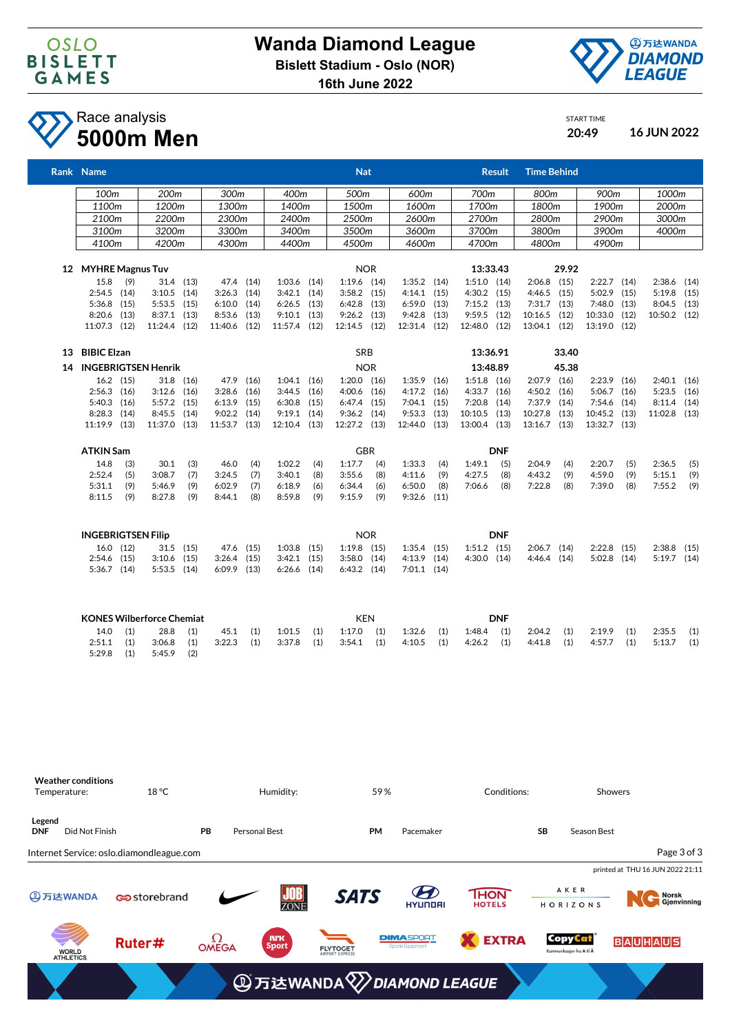# Wanda Diamond League

**Bislett Stadium - Oslo (NOR)**

**16th June 2022**

## Race analysis

# 5000m Men

START TIME **20:49** **16 JUN 2022**

| Rank | Name | Nat | Result | Time Behind |
|---|---|---|---|---|

| | | | | | | | | | |
|---|---|---|---|---|---|---|---|---|---|
| *100m* | *200m* | *300m* | *400m* | *500m* | *600m* | *700m* | *800m* | *900m* | *1000m* |
| *1100m* | *1200m* | *1300m* | *1400m* | *1500m* | *1600m* | *1700m* | *1800m* | *1900m* | *2000m* |
| *2100m* | *2200m* | *2300m* | *2400m* | *2500m* | *2600m* | *2700m* | *2800m* | *2900m* | *3000m* |
| *3100m* | *3200m* | *3300m* | *3400m* | *3500m* | *3600m* | *3700m* | *3800m* | *3900m* | *4000m* |
| *4100m* | *4200m* | *4300m* | *4400m* | *4500m* | *4600m* | *4700m* | *4800m* | *4900m* | |

**12 MYHRE Magnus Tuv** — NOR — **13:33.43** — **29.92**

| | | | | | | | | | |
|---|---|---|---|---|---|---|---|---|---|
| 15.8 (9) | 31.4 (13) | 47.4 (14) | 1:03.6 (14) | 1:19.6 (14) | 1:35.2 (14) | 1:51.0 (14) | 2:06.8 (15) | 2:22.7 (14) | 2:38.6 (14) |
| 2:54.5 (14) | 3:10.5 (14) | 3:26.3 (14) | 3:42.1 (14) | 3:58.2 (15) | 4:14.1 (15) | 4:30.2 (15) | 4:46.5 (15) | 5:02.9 (15) | 5:19.8 (15) |
| 5:36.8 (15) | 5:53.5 (15) | 6:10.0 (14) | 6:26.5 (13) | 6:42.8 (13) | 6:59.0 (13) | 7:15.2 (13) | 7:31.7 (13) | 7:48.0 (13) | 8:04.5 (13) |
| 8:20.6 (13) | 8:37.1 (13) | 8:53.6 (13) | 9:10.1 (13) | 9:26.2 (13) | 9:42.8 (13) | 9:59.5 (12) | 10:16.5 (12) | 10:33.0 (12) | 10:50.2 (12) |
| 11:07.3 (12) | 11:24.4 (12) | 11:40.6 (12) | 11:57.4 (12) | 12:14.5 (12) | 12:31.4 (12) | 12:48.0 (12) | 13:04.1 (12) | 13:19.0 (12) | |

**13 BIBIC Elzan** — SRB — **13:36.91** — **33.40**

**14 INGEBRIGTSEN Henrik** — NOR — **13:48.89** — **45.38**

| | | | | | | | | | |
|---|---|---|---|---|---|---|---|---|---|
| 16.2 (15) | 31.8 (16) | 47.9 (16) | 1:04.1 (16) | 1:20.0 (16) | 1:35.9 (16) | 1:51.8 (16) | 2:07.9 (16) | 2:23.9 (16) | 2:40.1 (16) |
| 2:56.3 (16) | 3:12.6 (16) | 3:28.6 (16) | 3:44.5 (16) | 4:00.6 (16) | 4:17.2 (16) | 4:33.7 (16) | 4:50.2 (16) | 5:06.7 (16) | 5:23.5 (16) |
| 5:40.3 (16) | 5:57.2 (15) | 6:13.9 (15) | 6:30.8 (15) | 6:47.4 (15) | 7:04.1 (15) | 7:20.8 (14) | 7:37.9 (14) | 7:54.6 (14) | 8:11.4 (14) |
| 8:28.3 (14) | 8:45.5 (14) | 9:02.2 (14) | 9:19.1 (14) | 9:36.2 (14) | 9:53.3 (13) | 10:10.5 (13) | 10:27.8 (13) | 10:45.2 (13) | 11:02.8 (13) |
| 11:19.9 (13) | 11:37.0 (13) | 11:53.7 (13) | 12:10.4 (13) | 12:27.2 (13) | 12:44.0 (13) | 13:00.4 (13) | 13:16.7 (13) | 13:32.7 (13) | |

**ATKIN Sam** — GBR — **DNF**

| | | | | | | | | | |
|---|---|---|---|---|---|---|---|---|---|
| 14.8 (3) | 30.1 (3) | 46.0 (4) | 1:02.2 (4) | 1:17.7 (4) | 1:33.3 (4) | 1:49.1 (5) | 2:04.9 (4) | 2:20.7 (5) | 2:36.5 (5) |
| 2:52.4 (5) | 3:08.7 (7) | 3:24.5 (7) | 3:40.1 (8) | 3:55.6 (8) | 4:11.6 (9) | 4:27.5 (8) | 4:43.2 (9) | 4:59.0 (9) | 5:15.1 (9) |
| 5:31.1 (9) | 5:46.9 (9) | 6:02.9 (7) | 6:18.9 (6) | 6:34.4 (6) | 6:50.0 (8) | 7:06.6 (8) | 7:22.8 (8) | 7:39.0 (8) | 7:55.2 (9) |
| 8:11.5 (9) | 8:27.8 (9) | 8:44.1 (8) | 8:59.8 (9) | 9:15.9 (9) | 9:32.6 (11) | | | | |

**INGEBRIGTSEN Filip** — NOR — **DNF**

| | | | | | | | | | |
|---|---|---|---|---|---|---|---|---|---|
| 16.0 (12) | 31.5 (15) | 47.6 (15) | 1:03.8 (15) | 1:19.8 (15) | 1:35.4 (15) | 1:51.2 (15) | 2:06.7 (14) | 2:22.8 (15) | 2:38.8 (15) |
| 2:54.6 (15) | 3:10.6 (15) | 3:26.4 (15) | 3:42.1 (15) | 3:58.0 (14) | 4:13.9 (14) | 4:30.0 (14) | 4:46.4 (14) | 5:02.8 (14) | 5:19.7 (14) |
| 5:36.7 (14) | 5:53.5 (14) | 6:09.9 (13) | 6:26.6 (14) | 6:43.2 (14) | 7:01.1 (14) | | | | |

**KONES Wilberforce Chemiat** — KEN — **DNF**

| | | | | | | | | | |
|---|---|---|---|---|---|---|---|---|---|
| 14.0 (1) | 28.8 (1) | 45.1 (1) | 1:01.5 (1) | 1:17.0 (1) | 1:32.6 (1) | 1:48.4 (1) | 2:04.2 (1) | 2:19.9 (1) | 2:35.5 (1) |
| 2:51.1 (1) | 3:06.8 (1) | 3:22.3 (1) | 3:37.8 (1) | 3:54.1 (1) | 4:10.5 (1) | 4:26.2 (1) | 4:41.8 (1) | 4:57.7 (1) | 5:13.7 (1) |
| 5:29.8 (1) | 5:45.9 (2) | | | | | | | | |

**Weather conditions**

Temperature: 18 °C — Humidity: 59 % — Conditions: Showers

**Legend**

**DNF** Did Not Finish — **PB** Personal Best — **PM** Pacemaker — **SB** Season Best

Internet Service: oslo.diamondleague.com

printed at THU 16 JUN 2022 21:11